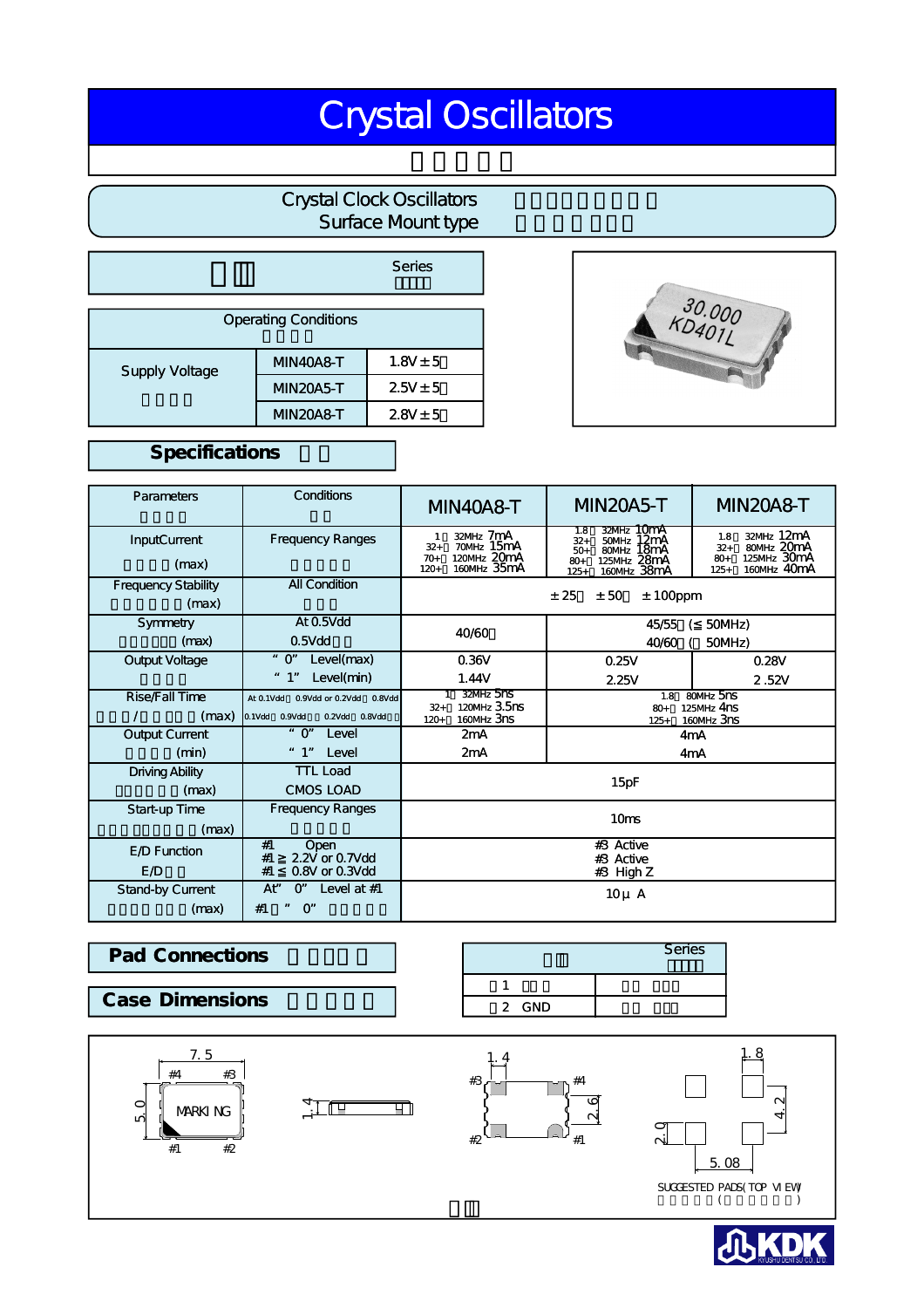# Crystal Oscillators

## Crystal Clock Oscillators
## Surface Mount type

Series

| Operating Conditions | | |
|---|---|---|
| Supply Voltage | MIN40A8-T | 1.8V±5 |
| | MIN20A5-T | 2.5V±5 |
| | MIN20A8-T | 2.8V±5 |

## Specifications

| Parameters | Conditions | MIN40A8-T | MIN20A5-T | MIN20A8-T |
|---|---|---|---|---|
| InputCurrent (max) | Frequency Ranges | 1 32MHz 7mA<br>32+ 70MHz 15mA<br>70+ 120MHz 20mA<br>120+ 160MHz 35mA | 1.8 32MHz 10mA<br>32+ 50MHz 12mA<br>50+ 80MHz 18mA<br>80+ 125MHz 28mA<br>125+ 160MHz 38mA | 1.8 32MHz 12mA<br>32+ 80MHz 20mA<br>80+ 125MHz 30mA<br>125+ 160MHz 40mA |
| Frequency Stability (max) | All Condition | ±25 ±50 ±100ppm | | |
| Symmetry (max) | At 0.5Vdd<br>0.5Vdd | 40/60 | 45/55 (≦ 50MHz)<br>40/60 ( 50MHz) | |
| Output Voltage | "0" Level(max)<br>"1" Level(min) | 0.36V<br>1.44V | 0.25V<br>2.25V | 0.28V<br>2.52V |
| Rise/Fall Time / (max) | At 0.1Vdd 0.9Vdd or 0.2Vdd 0.8Vdd<br>0.1Vdd 0.9Vdd 0.2Vdd 0.8Vdd | 1 32MHz 5ns<br>32+ 120MHz 3.5ns<br>120+ 160MHz 3ns | 1.8 80MHz 5ns<br>80+ 125MHz 4ns<br>125+ 160MHz 3ns | |
| Output Current (min) | "0" Level<br>"1" Level | 2mA<br>2mA | 4mA<br>4mA | |
| Driving Ability (max) | TTL Load<br>CMOS LOAD | 15pF | | |
| Start-up Time (max) | Frequency Ranges | 10ms | | |
| E/D Function<br>E/D | #1 Open<br>#1 ≧ 2.2V or 0.7Vdd<br>#1 ≦ 0.8V or 0.3Vdd | #3 Active<br>#3 Active<br>#3 High Z | | |
| Stand-by Current (max) | At" 0" Level at #1<br>#1 " 0" | 10μ A | | |

## Pad Connections

| Series | |
|---|---|
| 1 | |
| 2 GND | |

## Case Dimensions

7.5
#4 #3
5.0 MARKING
#1 #2
1.4
1.4
#3 #4
2.6
#2 #1
1.8
4.2
2.0
5.08
SUGGESTED PADS(TOP VIEW)
( )

KDK KYUSHU DENTSU CO.,LTD.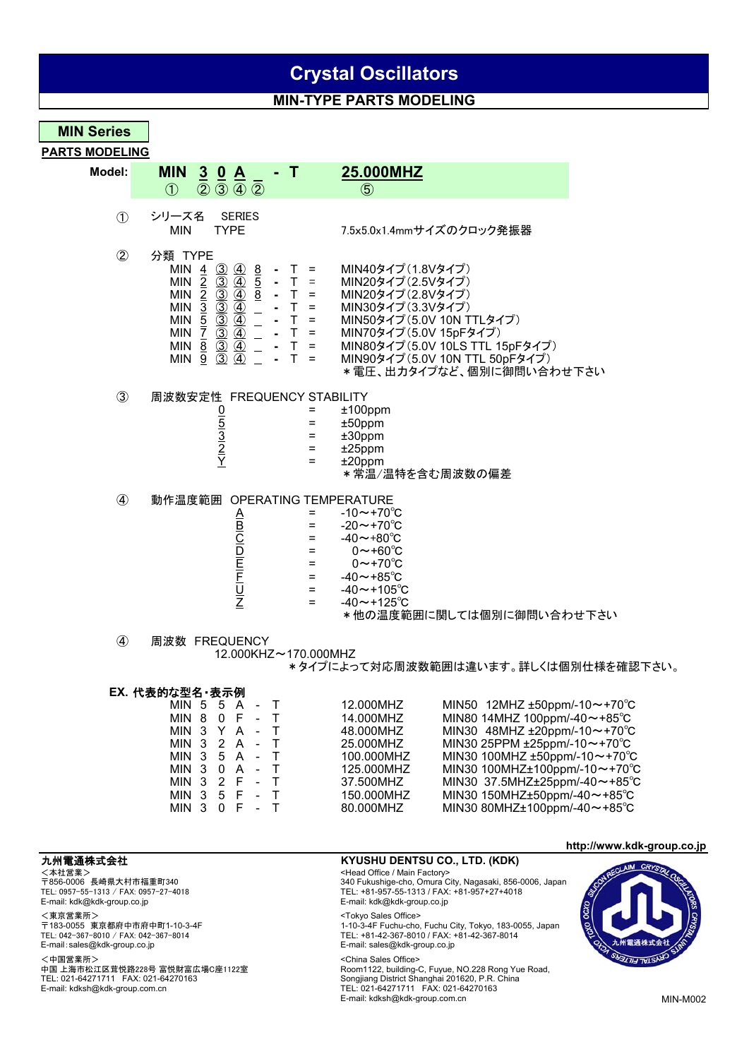# Crystal Oscillators

## MIN-TYPE PARTS MODELING

### MIN Series

**PARTS MODELING**

**Model:** **MIN 3 0 A _ - T　25.000MHZ**
①　②③④②　　⑤

① シリーズ名　SERIES
MIN　TYPE　　7.5x5.0x1.4mmサイズのクロック発振器

② 分類　TYPE

| | | | | | | | |
|---|---|---|---|---|---|---|---|
| MIN | 4 | ③ | ④ | 8 | - T | = | MIN40タイプ(1.8Vタイプ) |
| MIN | 2 | ③ | ④ | 5 | - T | = | MIN20タイプ(2.5Vタイプ) |
| MIN | 2 | ③ | ④ | 8 | - T | = | MIN20タイプ(2.8Vタイプ) |
| MIN | 3 | ③ | ④ | _ | - T | = | MIN30タイプ(3.3Vタイプ) |
| MIN | 5 | ③ | ④ | _ | - T | = | MIN50タイプ(5.0V 10N TTLタイプ) |
| MIN | 7 | ③ | ④ | _ | - T | = | MIN70タイプ(5.0V 15pFタイプ) |
| MIN | 8 | ③ | ④ | _ | - T | = | MIN80タイプ(5.0V 10LS TTL 15pFタイプ) |
| MIN | 9 | ③ | ④ | _ | - T | = | MIN90タイプ(5.0V 10N TTL 50pFタイプ) |

＊電圧、出力タイプなど、個別に御問い合わせ下さい

③ 周波数安定性　FREQUENCY STABILITY

| | | |
|---|---|---|
| 0 | = | ±100ppm |
| 5 | = | ±50ppm |
| 3 | = | ±30ppm |
| 2 | = | ±25ppm |
| Y | = | ±20ppm |

＊常温/温特を含む周波数の偏差

④ 動作温度範囲　OPERATING TEMPERATURE

| | | |
|---|---|---|
| A | = | -10～+70℃ |
| B | = | -20～+70℃ |
| C | = | -40～+80℃ |
| D | = | 0～+60℃ |
| E | = | 0～+70℃ |
| F | = | -40～+85℃ |
| U | = | -40～+105℃ |
| Z | = | -40～+125℃ |

＊他の温度範囲に関しては個別に御問い合わせ下さい

④ 周波数　FREQUENCY
12.000KHZ～170.000MHZ
＊タイプによって対応周波数範囲は違います。詳しくは個別仕様を確認下さい。

**EX. 代表的な型名・表示例**

| | | |
|---|---|---|
| MIN 5 5 A - T | 12.000MHZ | MIN50 12MHZ ±50ppm/-10～+70℃ |
| MIN 8 0 F - T | 14.000MHZ | MIN80 14MHZ 100ppm/-40～+85℃ |
| MIN 3 Y A - T | 48.000MHZ | MIN30 48MHZ ±20ppm/-10～+70℃ |
| MIN 3 2 A - T | 25.000MHZ | MIN30 25PPM ±25ppm/-10～+70℃ |
| MIN 3 5 A - T | 100.000MHZ | MIN30 100MHZ ±50ppm/-10～+70℃ |
| MIN 3 0 A - T | 125.000MHZ | MIN30 100MHZ±100ppm/-10～+70℃ |
| MIN 3 2 F - T | 37.500MHZ | MIN30 37.5MHZ±25ppm/-40～+85℃ |
| MIN 3 5 F - T | 150.000MHZ | MIN30 150MHZ±50ppm/-40～+85℃ |
| MIN 3 0 F - T | 80.000MHZ | MIN30 80MHZ±100ppm/-40～+85℃ |

http://www.kdk-group.co.jp

**九州電通株式会社**
<本社営業>
〒856-0006 長崎県大村市福重町340
TEL: 0957-55-1313 / FAX: 0957-27-4018
E-mail: kdk@kdk-group.co.jp

<東京営業所>
〒183-0055 東京都府中市府中町1-10-3-4F
TEL: 042-367-8010 / FAX: 042-367-8014
E-mail: sales@kdk-group.co.jp

<中国営業所>
中国 上海市松江区茸悦路228号 富悦財富広場C座1122室
TEL: 021-64271711　FAX: 021-64270163
E-mail: kdksh@kdk-group.com.cn

**KYUSHU DENTSU CO., LTD. (KDK)**
<Head Office / Main Factory>
340 Fukushige-cho, Omura City, Nagasaki, 856-0006, Japan
TEL: +81-957-55-1313 / FAX: +81-957+27+4018
E-mail: kdk@kdk-group.co.jp

<Tokyo Sales Office>
1-10-3-4F Fuchu-cho, Fuchu City, Tokyo, 183-0055, Japan
TEL: +81-42-367-8010 / FAX: +81-42-367-8014
E-mail: sales@kdk-group.co.jp

<China Sales Office>
Room1122, building-C, Fuyue, NO.228 Rong Yue Road,
Songjiang District Shanghai 201620, P.R. China
TEL: 021-64271711　FAX: 021-64270163
E-mail: kdksh@kdk-group.com.cn

MIN-M002